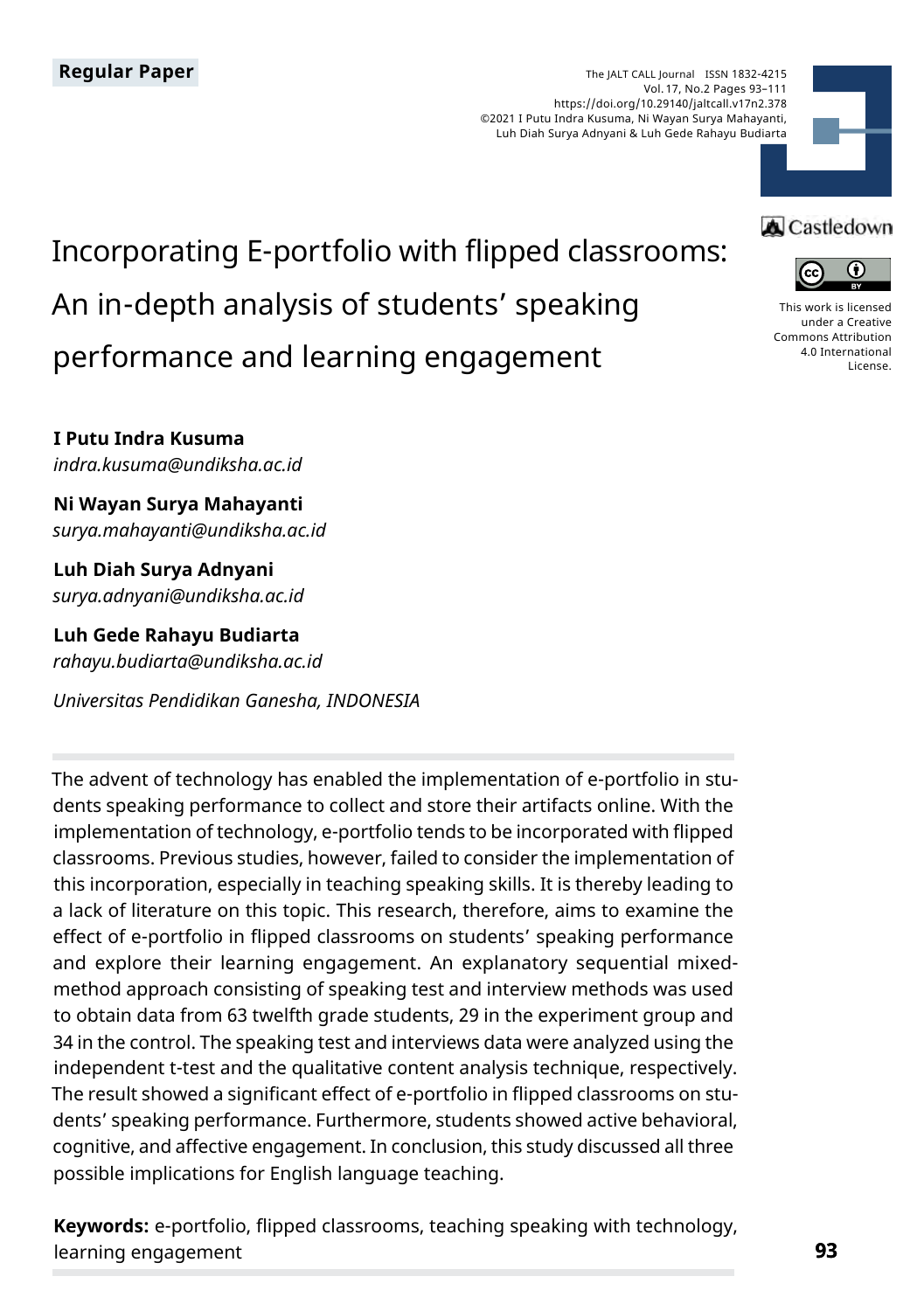Regular Paper

# Incorporating E-portfolio with flipped classrooms: An in-depth analysis of students' speaking performance and learning engagement

**I Putu Indra Kusuma**
*indra.kusuma@undiksha.ac.id*

**Ni Wayan Surya Mahayanti**
*surya.mahayanti@undiksha.ac.id*

**Luh Diah Surya Adnyani**
*surya.adnyani@undiksha.ac.id*

**Luh Gede Rahayu Budiarta**
*rahayu.budiarta@undiksha.ac.id*

*Universitas Pendidikan Ganesha, INDONESIA*

The JALT CALL Journal ISSN 1832-4215
Vol. 17, No.2 Pages 93–111
https://doi.org/10.29140/jaltcall.v17n2.378
©2021 I Putu Indra Kusuma, Ni Wayan Surya Mahayanti, Luh Diah Surya Adnyani & Luh Gede Rahayu Budiarta

This work is licensed under a Creative Commons Attribution 4.0 International License.

The advent of technology has enabled the implementation of e-portfolio in students speaking performance to collect and store their artifacts online. With the implementation of technology, e-portfolio tends to be incorporated with flipped classrooms. Previous studies, however, failed to consider the implementation of this incorporation, especially in teaching speaking skills. It is thereby leading to a lack of literature on this topic. This research, therefore, aims to examine the effect of e-portfolio in flipped classrooms on students' speaking performance and explore their learning engagement. An explanatory sequential mixed-method approach consisting of speaking test and interview methods was used to obtain data from 63 twelfth grade students, 29 in the experiment group and 34 in the control. The speaking test and interviews data were analyzed using the independent t-test and the qualitative content analysis technique, respectively. The result showed a significant effect of e-portfolio in flipped classrooms on students' speaking performance. Furthermore, students showed active behavioral, cognitive, and affective engagement. In conclusion, this study discussed all three possible implications for English language teaching.

**Keywords:** e-portfolio, flipped classrooms, teaching speaking with technology, learning engagement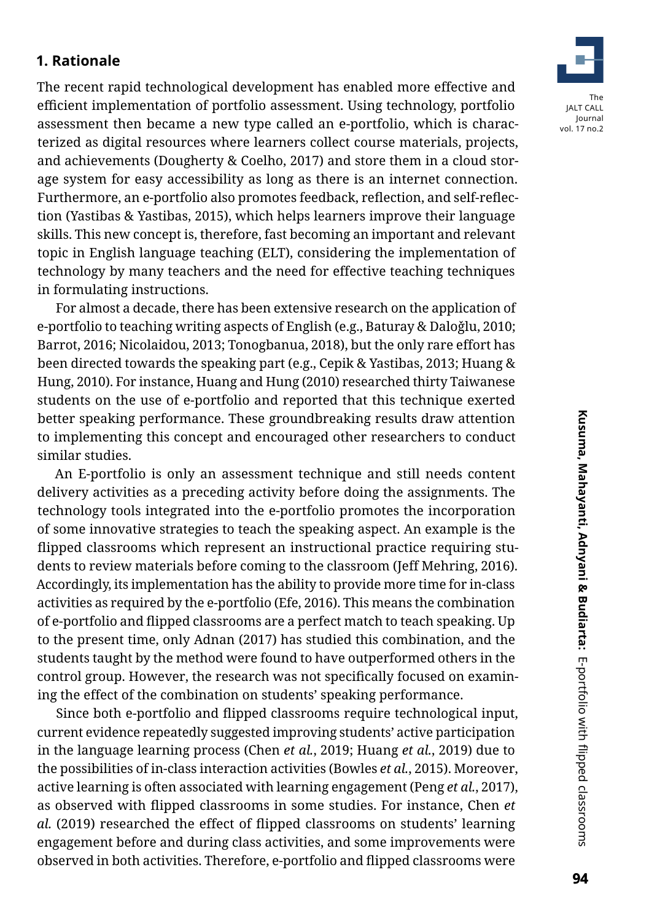## 1. Rationale

The recent rapid technological development has enabled more effective and efficient implementation of portfolio assessment. Using technology, portfolio assessment then became a new type called an e-portfolio, which is characterized as digital resources where learners collect course materials, projects, and achievements (Dougherty & Coelho, 2017) and store them in a cloud storage system for easy accessibility as long as there is an internet connection. Furthermore, an e-portfolio also promotes feedback, reflection, and self-reflection (Yastibas & Yastibas, 2015), which helps learners improve their language skills. This new concept is, therefore, fast becoming an important and relevant topic in English language teaching (ELT), considering the implementation of technology by many teachers and the need for effective teaching techniques in formulating instructions.

For almost a decade, there has been extensive research on the application of e-portfolio to teaching writing aspects of English (e.g., Baturay & Daloğlu, 2010; Barrot, 2016; Nicolaidou, 2013; Tonogbanua, 2018), but the only rare effort has been directed towards the speaking part (e.g., Cepik & Yastibas, 2013; Huang & Hung, 2010). For instance, Huang and Hung (2010) researched thirty Taiwanese students on the use of e-portfolio and reported that this technique exerted better speaking performance. These groundbreaking results draw attention to implementing this concept and encouraged other researchers to conduct similar studies.

An E-portfolio is only an assessment technique and still needs content delivery activities as a preceding activity before doing the assignments. The technology tools integrated into the e-portfolio promotes the incorporation of some innovative strategies to teach the speaking aspect. An example is the flipped classrooms which represent an instructional practice requiring students to review materials before coming to the classroom (Jeff Mehring, 2016). Accordingly, its implementation has the ability to provide more time for in-class activities as required by the e-portfolio (Efe, 2016). This means the combination of e-portfolio and flipped classrooms are a perfect match to teach speaking. Up to the present time, only Adnan (2017) has studied this combination, and the students taught by the method were found to have outperformed others in the control group. However, the research was not specifically focused on examining the effect of the combination on students' speaking performance.

Since both e-portfolio and flipped classrooms require technological input, current evidence repeatedly suggested improving students' active participation in the language learning process (Chen *et al.*, 2019; Huang *et al.*, 2019) due to the possibilities of in-class interaction activities (Bowles *et al.*, 2015). Moreover, active learning is often associated with learning engagement (Peng *et al.*, 2017), as observed with flipped classrooms in some studies. For instance, Chen *et al.* (2019) researched the effect of flipped classrooms on students' learning engagement before and during class activities, and some improvements were observed in both activities. Therefore, e-portfolio and flipped classrooms were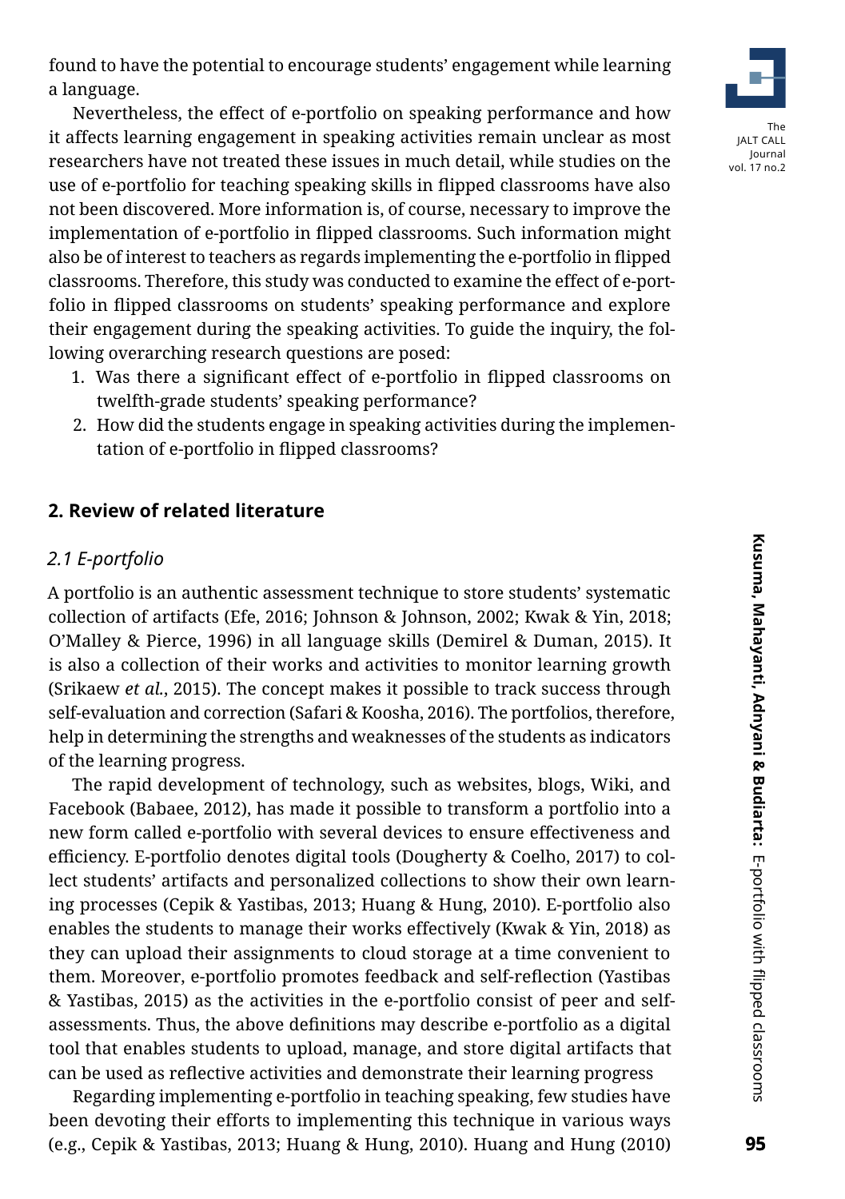found to have the potential to encourage students' engagement while learning a language.

Nevertheless, the effect of e-portfolio on speaking performance and how it affects learning engagement in speaking activities remain unclear as most researchers have not treated these issues in much detail, while studies on the use of e-portfolio for teaching speaking skills in flipped classrooms have also not been discovered. More information is, of course, necessary to improve the implementation of e-portfolio in flipped classrooms. Such information might also be of interest to teachers as regards implementing the e-portfolio in flipped classrooms. Therefore, this study was conducted to examine the effect of e-portfolio in flipped classrooms on students' speaking performance and explore their engagement during the speaking activities. To guide the inquiry, the following overarching research questions are posed:

1. Was there a significant effect of e-portfolio in flipped classrooms on twelfth-grade students' speaking performance?
2. How did the students engage in speaking activities during the implementation of e-portfolio in flipped classrooms?

## 2. Review of related literature

### *2.1 E-portfolio*

A portfolio is an authentic assessment technique to store students' systematic collection of artifacts (Efe, 2016; Johnson & Johnson, 2002; Kwak & Yin, 2018; O'Malley & Pierce, 1996) in all language skills (Demirel & Duman, 2015). It is also a collection of their works and activities to monitor learning growth (Srikaew *et al.*, 2015). The concept makes it possible to track success through self-evaluation and correction (Safari & Koosha, 2016). The portfolios, therefore, help in determining the strengths and weaknesses of the students as indicators of the learning progress.

The rapid development of technology, such as websites, blogs, Wiki, and Facebook (Babaee, 2012), has made it possible to transform a portfolio into a new form called e-portfolio with several devices to ensure effectiveness and efficiency. E-portfolio denotes digital tools (Dougherty & Coelho, 2017) to collect students' artifacts and personalized collections to show their own learning processes (Cepik & Yastibas, 2013; Huang & Hung, 2010). E-portfolio also enables the students to manage their works effectively (Kwak & Yin, 2018) as they can upload their assignments to cloud storage at a time convenient to them. Moreover, e-portfolio promotes feedback and self-reflection (Yastibas & Yastibas, 2015) as the activities in the e-portfolio consist of peer and self-assessments. Thus, the above definitions may describe e-portfolio as a digital tool that enables students to upload, manage, and store digital artifacts that can be used as reflective activities and demonstrate their learning progress

Regarding implementing e-portfolio in teaching speaking, few studies have been devoting their efforts to implementing this technique in various ways (e.g., Cepik & Yastibas, 2013; Huang & Hung, 2010). Huang and Hung (2010)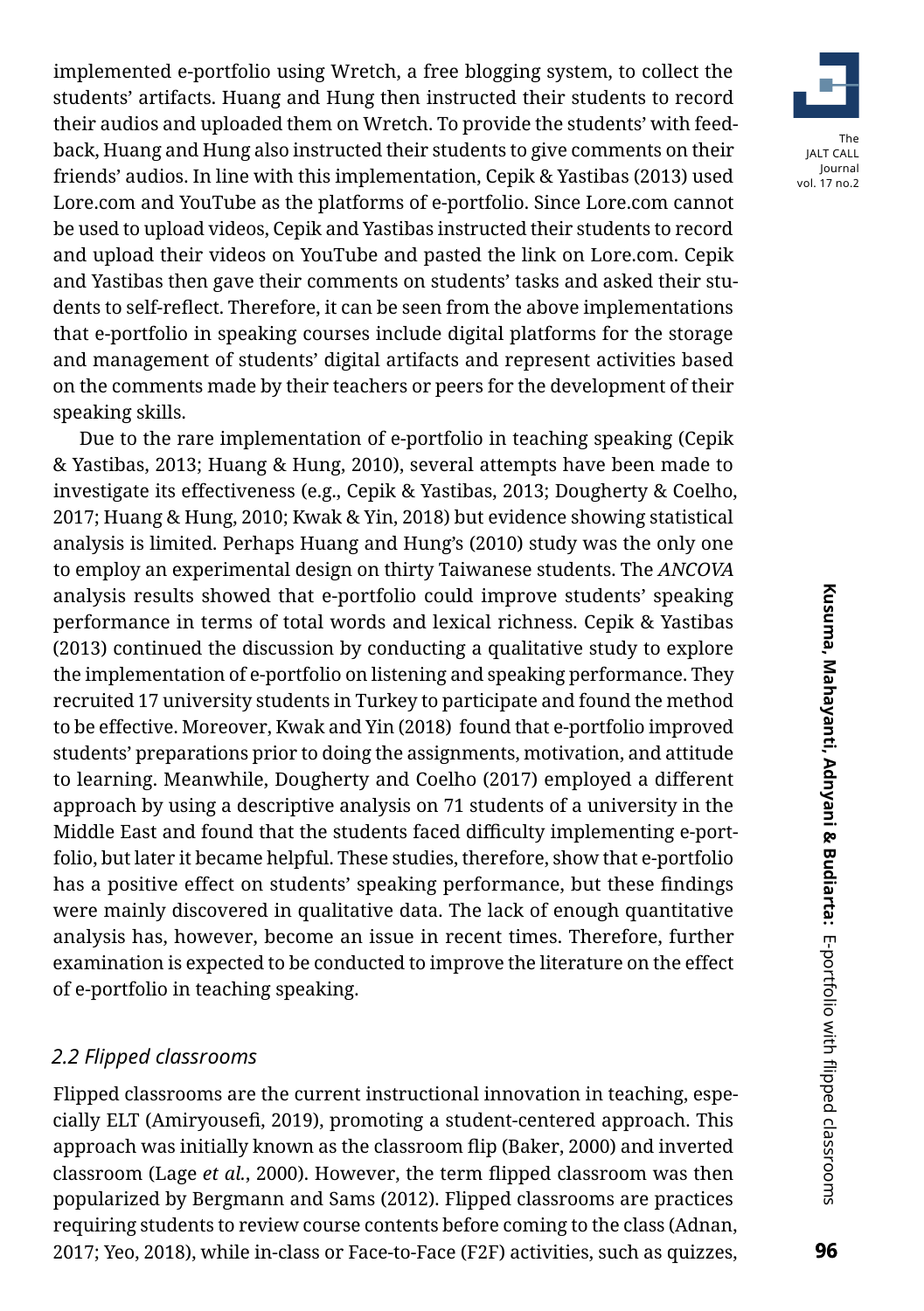implemented e-portfolio using Wretch, a free blogging system, to collect the students' artifacts. Huang and Hung then instructed their students to record their audios and uploaded them on Wretch. To provide the students' with feedback, Huang and Hung also instructed their students to give comments on their friends' audios. In line with this implementation, Cepik & Yastibas (2013) used Lore.com and YouTube as the platforms of e-portfolio. Since Lore.com cannot be used to upload videos, Cepik and Yastibas instructed their students to record and upload their videos on YouTube and pasted the link on Lore.com. Cepik and Yastibas then gave their comments on students' tasks and asked their students to self-reflect. Therefore, it can be seen from the above implementations that e-portfolio in speaking courses include digital platforms for the storage and management of students' digital artifacts and represent activities based on the comments made by their teachers or peers for the development of their speaking skills.

Due to the rare implementation of e-portfolio in teaching speaking (Cepik & Yastibas, 2013; Huang & Hung, 2010), several attempts have been made to investigate its effectiveness (e.g., Cepik & Yastibas, 2013; Dougherty & Coelho, 2017; Huang & Hung, 2010; Kwak & Yin, 2018) but evidence showing statistical analysis is limited. Perhaps Huang and Hung's (2010) study was the only one to employ an experimental design on thirty Taiwanese students. The *ANCOVA* analysis results showed that e-portfolio could improve students' speaking performance in terms of total words and lexical richness. Cepik & Yastibas (2013) continued the discussion by conducting a qualitative study to explore the implementation of e-portfolio on listening and speaking performance. They recruited 17 university students in Turkey to participate and found the method to be effective. Moreover, Kwak and Yin (2018) found that e-portfolio improved students' preparations prior to doing the assignments, motivation, and attitude to learning. Meanwhile, Dougherty and Coelho (2017) employed a different approach by using a descriptive analysis on 71 students of a university in the Middle East and found that the students faced difficulty implementing e-portfolio, but later it became helpful. These studies, therefore, show that e-portfolio has a positive effect on students' speaking performance, but these findings were mainly discovered in qualitative data. The lack of enough quantitative analysis has, however, become an issue in recent times. Therefore, further examination is expected to be conducted to improve the literature on the effect of e-portfolio in teaching speaking.

### *2.2 Flipped classrooms*

Flipped classrooms are the current instructional innovation in teaching, especially ELT (Amiryousefi, 2019), promoting a student-centered approach. This approach was initially known as the classroom flip (Baker, 2000) and inverted classroom (Lage *et al.*, 2000). However, the term flipped classroom was then popularized by Bergmann and Sams (2012). Flipped classrooms are practices requiring students to review course contents before coming to the class (Adnan, 2017; Yeo, 2018), while in-class or Face-to-Face (F2F) activities, such as quizzes,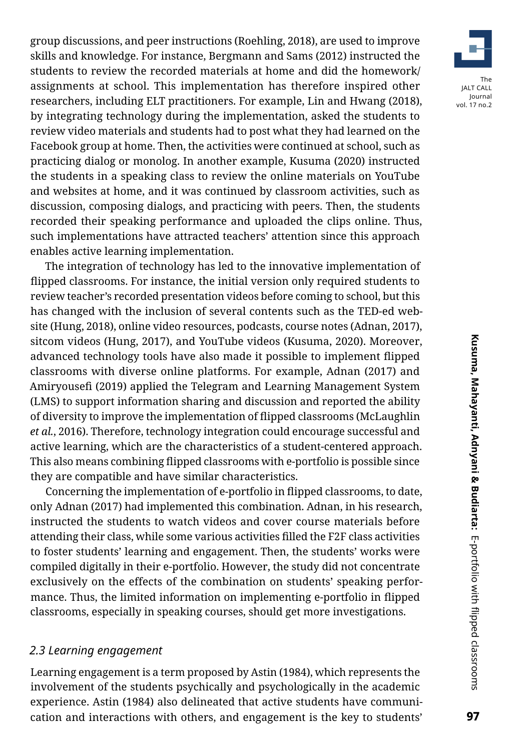group discussions, and peer instructions (Roehling, 2018), are used to improve skills and knowledge. For instance, Bergmann and Sams (2012) instructed the students to review the recorded materials at home and did the homework/ assignments at school. This implementation has therefore inspired other researchers, including ELT practitioners. For example, Lin and Hwang (2018), by integrating technology during the implementation, asked the students to review video materials and students had to post what they had learned on the Facebook group at home. Then, the activities were continued at school, such as practicing dialog or monolog. In another example, Kusuma (2020) instructed the students in a speaking class to review the online materials on YouTube and websites at home, and it was continued by classroom activities, such as discussion, composing dialogs, and practicing with peers. Then, the students recorded their speaking performance and uploaded the clips online. Thus, such implementations have attracted teachers' attention since this approach enables active learning implementation.

The integration of technology has led to the innovative implementation of flipped classrooms. For instance, the initial version only required students to review teacher's recorded presentation videos before coming to school, but this has changed with the inclusion of several contents such as the TED-ed website (Hung, 2018), online video resources, podcasts, course notes (Adnan, 2017), sitcom videos (Hung, 2017), and YouTube videos (Kusuma, 2020). Moreover, advanced technology tools have also made it possible to implement flipped classrooms with diverse online platforms. For example, Adnan (2017) and Amiryousefi (2019) applied the Telegram and Learning Management System (LMS) to support information sharing and discussion and reported the ability of diversity to improve the implementation of flipped classrooms (McLaughlin *et al.*, 2016). Therefore, technology integration could encourage successful and active learning, which are the characteristics of a student-centered approach. This also means combining flipped classrooms with e-portfolio is possible since they are compatible and have similar characteristics.

Concerning the implementation of e-portfolio in flipped classrooms, to date, only Adnan (2017) had implemented this combination. Adnan, in his research, instructed the students to watch videos and cover course materials before attending their class, while some various activities filled the F2F class activities to foster students' learning and engagement. Then, the students' works were compiled digitally in their e-portfolio. However, the study did not concentrate exclusively on the effects of the combination on students' speaking performance. Thus, the limited information on implementing e-portfolio in flipped classrooms, especially in speaking courses, should get more investigations.

### *2.3 Learning engagement*

Learning engagement is a term proposed by Astin (1984), which represents the involvement of the students psychically and psychologically in the academic experience. Astin (1984) also delineated that active students have communication and interactions with others, and engagement is the key to students'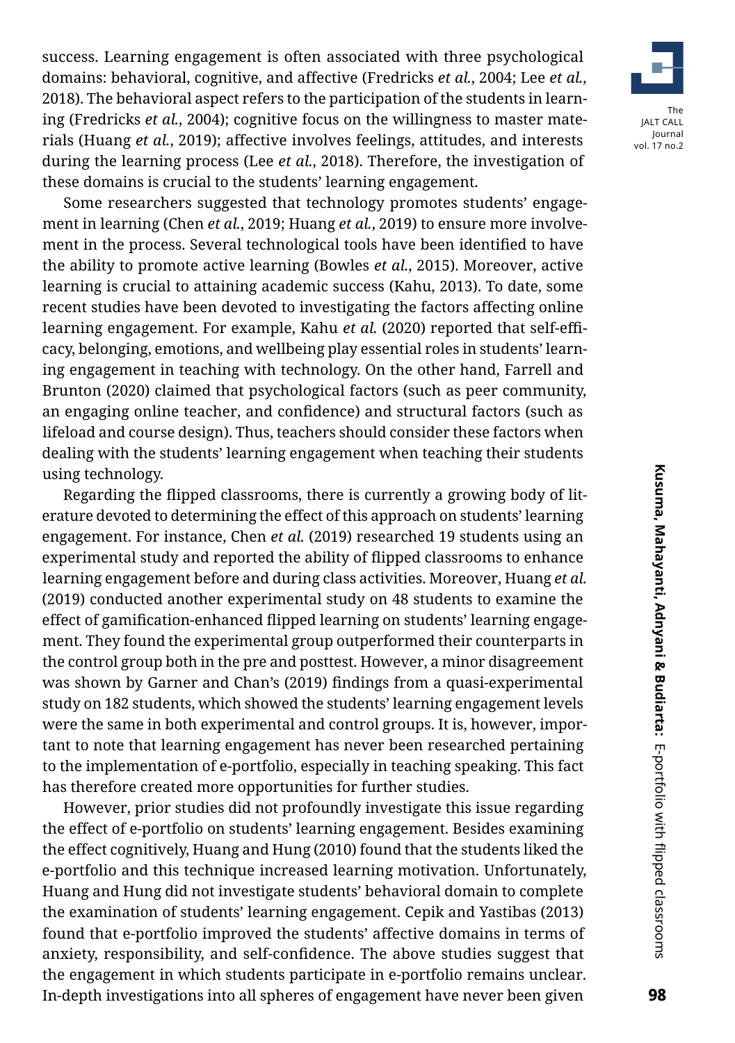success. Learning engagement is often associated with three psychological domains: behavioral, cognitive, and affective (Fredricks *et al.*, 2004; Lee *et al.*, 2018). The behavioral aspect refers to the participation of the students in learning (Fredricks *et al.*, 2004); cognitive focus on the willingness to master materials (Huang *et al.*, 2019); affective involves feelings, attitudes, and interests during the learning process (Lee *et al.*, 2018). Therefore, the investigation of these domains is crucial to the students' learning engagement.

Some researchers suggested that technology promotes students' engagement in learning (Chen *et al.*, 2019; Huang *et al.*, 2019) to ensure more involvement in the process. Several technological tools have been identified to have the ability to promote active learning (Bowles *et al.*, 2015). Moreover, active learning is crucial to attaining academic success (Kahu, 2013). To date, some recent studies have been devoted to investigating the factors affecting online learning engagement. For example, Kahu *et al.* (2020) reported that self-efficacy, belonging, emotions, and wellbeing play essential roles in students' learning engagement in teaching with technology. On the other hand, Farrell and Brunton (2020) claimed that psychological factors (such as peer community, an engaging online teacher, and confidence) and structural factors (such as lifeload and course design). Thus, teachers should consider these factors when dealing with the students' learning engagement when teaching their students using technology.

Regarding the flipped classrooms, there is currently a growing body of literature devoted to determining the effect of this approach on students' learning engagement. For instance, Chen *et al.* (2019) researched 19 students using an experimental study and reported the ability of flipped classrooms to enhance learning engagement before and during class activities. Moreover, Huang *et al.* (2019) conducted another experimental study on 48 students to examine the effect of gamification-enhanced flipped learning on students' learning engagement. They found the experimental group outperformed their counterparts in the control group both in the pre and posttest. However, a minor disagreement was shown by Garner and Chan's (2019) findings from a quasi-experimental study on 182 students, which showed the students' learning engagement levels were the same in both experimental and control groups. It is, however, important to note that learning engagement has never been researched pertaining to the implementation of e-portfolio, especially in teaching speaking. This fact has therefore created more opportunities for further studies.

However, prior studies did not profoundly investigate this issue regarding the effect of e-portfolio on students' learning engagement. Besides examining the effect cognitively, Huang and Hung (2010) found that the students liked the e-portfolio and this technique increased learning motivation. Unfortunately, Huang and Hung did not investigate students' behavioral domain to complete the examination of students' learning engagement. Cepik and Yastibas (2013) found that e-portfolio improved the students' affective domains in terms of anxiety, responsibility, and self-confidence. The above studies suggest that the engagement in which students participate in e-portfolio remains unclear. In-depth investigations into all spheres of engagement have never been given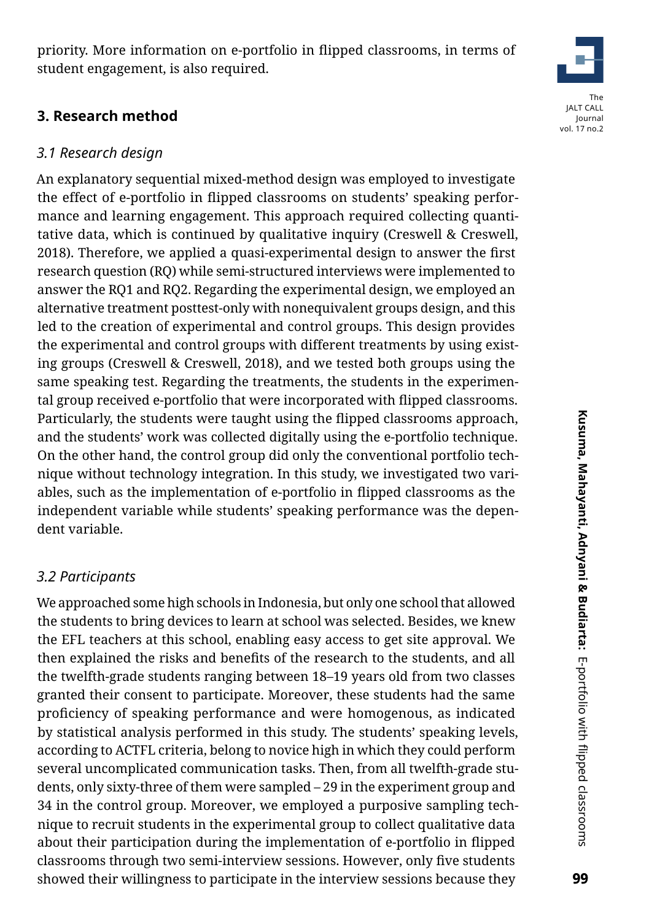priority. More information on e-portfolio in flipped classrooms, in terms of student engagement, is also required.

## 3. Research method

### *3.1 Research design*

An explanatory sequential mixed-method design was employed to investigate the effect of e-portfolio in flipped classrooms on students' speaking performance and learning engagement. This approach required collecting quantitative data, which is continued by qualitative inquiry (Creswell & Creswell, 2018). Therefore, we applied a quasi-experimental design to answer the first research question (RQ) while semi-structured interviews were implemented to answer the RQ1 and RQ2. Regarding the experimental design, we employed an alternative treatment posttest-only with nonequivalent groups design, and this led to the creation of experimental and control groups. This design provides the experimental and control groups with different treatments by using existing groups (Creswell & Creswell, 2018), and we tested both groups using the same speaking test. Regarding the treatments, the students in the experimental group received e-portfolio that were incorporated with flipped classrooms. Particularly, the students were taught using the flipped classrooms approach, and the students' work was collected digitally using the e-portfolio technique. On the other hand, the control group did only the conventional portfolio technique without technology integration. In this study, we investigated two variables, such as the implementation of e-portfolio in flipped classrooms as the independent variable while students' speaking performance was the dependent variable.

### *3.2 Participants*

We approached some high schools in Indonesia, but only one school that allowed the students to bring devices to learn at school was selected. Besides, we knew the EFL teachers at this school, enabling easy access to get site approval. We then explained the risks and benefits of the research to the students, and all the twelfth-grade students ranging between 18–19 years old from two classes granted their consent to participate. Moreover, these students had the same proficiency of speaking performance and were homogenous, as indicated by statistical analysis performed in this study. The students' speaking levels, according to ACTFL criteria, belong to novice high in which they could perform several uncomplicated communication tasks. Then, from all twelfth-grade students, only sixty-three of them were sampled – 29 in the experiment group and 34 in the control group. Moreover, we employed a purposive sampling technique to recruit students in the experimental group to collect qualitative data about their participation during the implementation of e-portfolio in flipped classrooms through two semi-interview sessions. However, only five students showed their willingness to participate in the interview sessions because they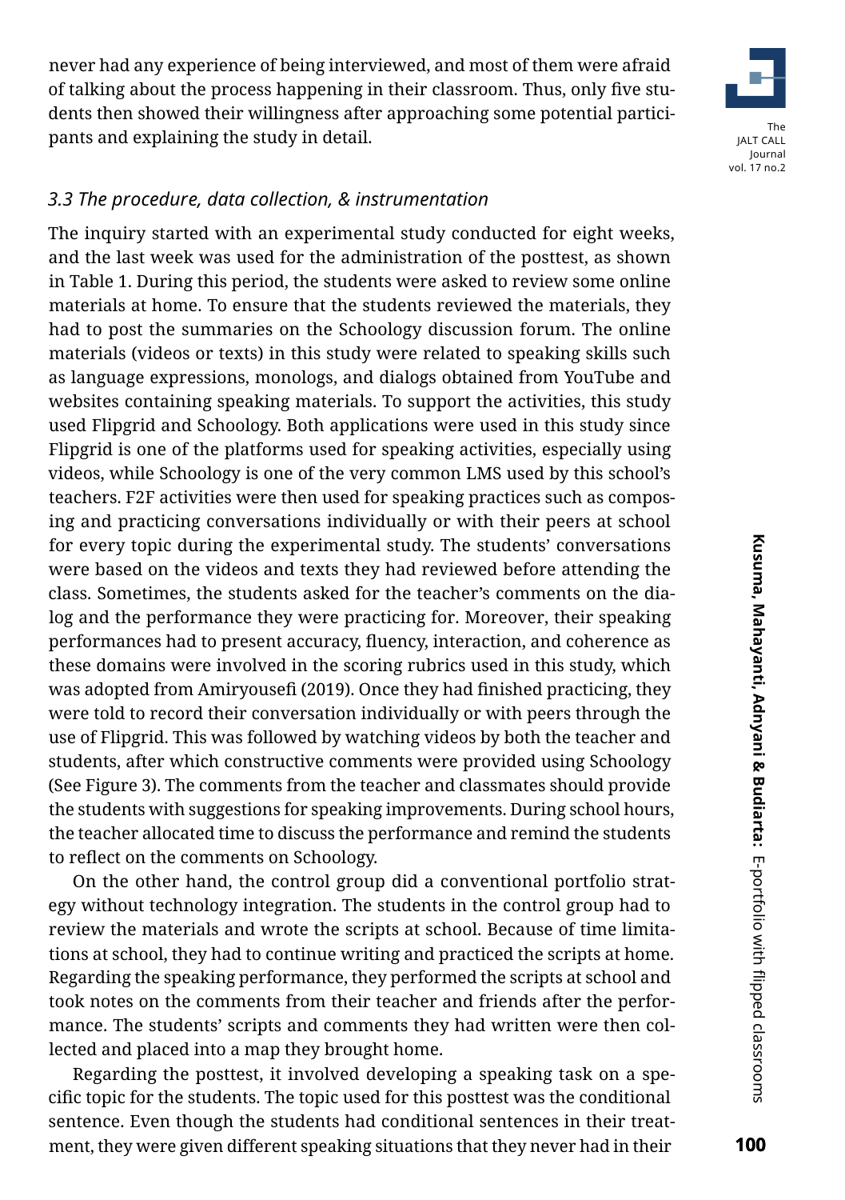never had any experience of being interviewed, and most of them were afraid of talking about the process happening in their classroom. Thus, only five students then showed their willingness after approaching some potential participants and explaining the study in detail.

### *3.3 The procedure, data collection, & instrumentation*

The inquiry started with an experimental study conducted for eight weeks, and the last week was used for the administration of the posttest, as shown in Table 1. During this period, the students were asked to review some online materials at home. To ensure that the students reviewed the materials, they had to post the summaries on the Schoology discussion forum. The online materials (videos or texts) in this study were related to speaking skills such as language expressions, monologs, and dialogs obtained from YouTube and websites containing speaking materials. To support the activities, this study used Flipgrid and Schoology. Both applications were used in this study since Flipgrid is one of the platforms used for speaking activities, especially using videos, while Schoology is one of the very common LMS used by this school's teachers. F2F activities were then used for speaking practices such as composing and practicing conversations individually or with their peers at school for every topic during the experimental study. The students' conversations were based on the videos and texts they had reviewed before attending the class. Sometimes, the students asked for the teacher's comments on the dialog and the performance they were practicing for. Moreover, their speaking performances had to present accuracy, fluency, interaction, and coherence as these domains were involved in the scoring rubrics used in this study, which was adopted from Amiryousefi (2019). Once they had finished practicing, they were told to record their conversation individually or with peers through the use of Flipgrid. This was followed by watching videos by both the teacher and students, after which constructive comments were provided using Schoology (See Figure 3). The comments from the teacher and classmates should provide the students with suggestions for speaking improvements. During school hours, the teacher allocated time to discuss the performance and remind the students to reflect on the comments on Schoology.

On the other hand, the control group did a conventional portfolio strategy without technology integration. The students in the control group had to review the materials and wrote the scripts at school. Because of time limitations at school, they had to continue writing and practiced the scripts at home. Regarding the speaking performance, they performed the scripts at school and took notes on the comments from their teacher and friends after the performance. The students' scripts and comments they had written were then collected and placed into a map they brought home.

Regarding the posttest, it involved developing a speaking task on a specific topic for the students. The topic used for this posttest was the conditional sentence. Even though the students had conditional sentences in their treatment, they were given different speaking situations that they never had in their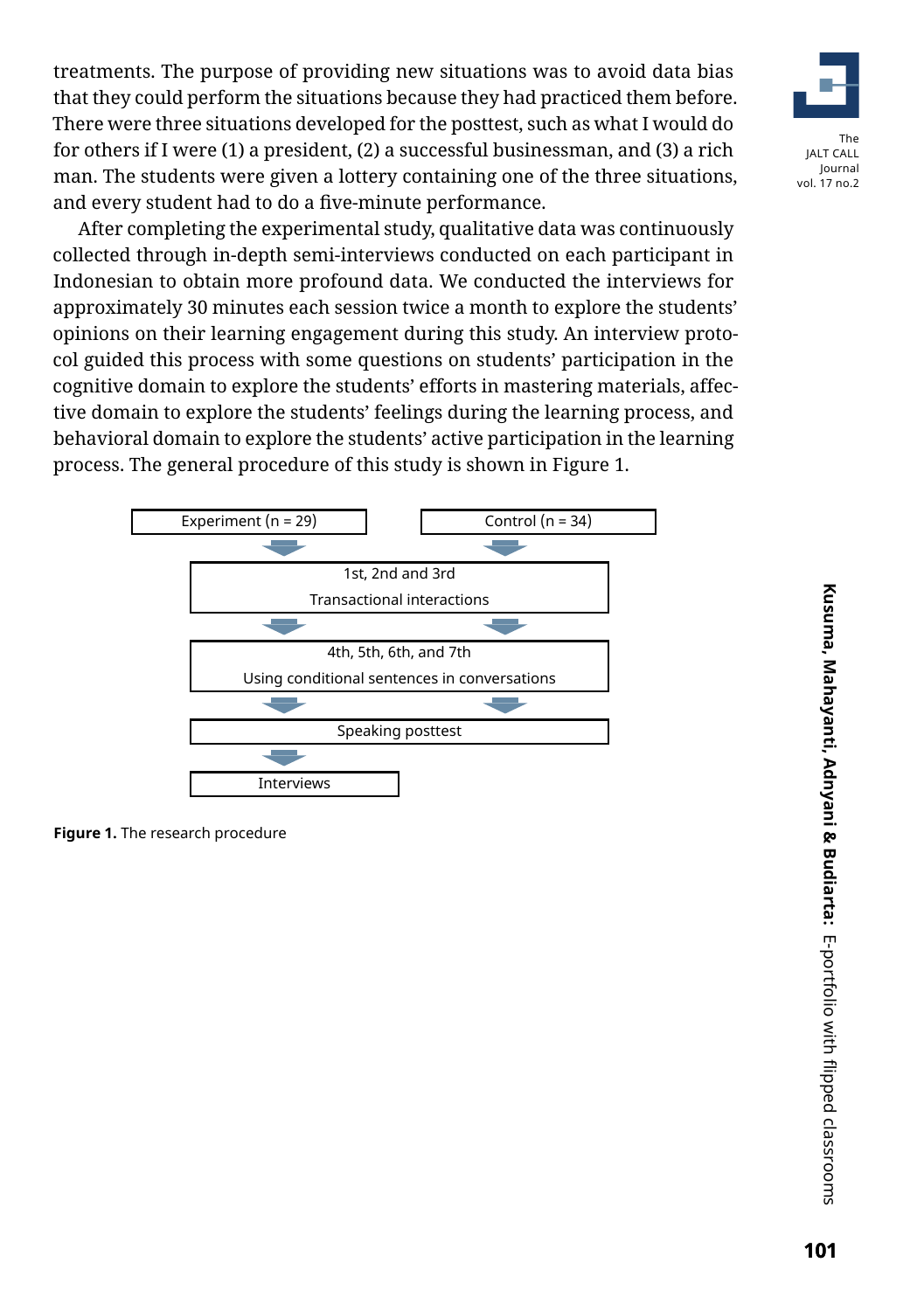treatments. The purpose of providing new situations was to avoid data bias that they could perform the situations because they had practiced them before. There were three situations developed for the posttest, such as what I would do for others if I were (1) a president, (2) a successful businessman, and (3) a rich man. The students were given a lottery containing one of the three situations, and every student had to do a five-minute performance.

After completing the experimental study, qualitative data was continuously collected through in-depth semi-interviews conducted on each participant in Indonesian to obtain more profound data. We conducted the interviews for approximately 30 minutes each session twice a month to explore the students' opinions on their learning engagement during this study. An interview protocol guided this process with some questions on students' participation in the cognitive domain to explore the students' efforts in mastering materials, affective domain to explore the students' feelings during the learning process, and behavioral domain to explore the students' active participation in the learning process. The general procedure of this study is shown in Figure 1.

Experiment (n = 29) | Control (n = 34)

1st, 2nd and 3rd
Transactional interactions

4th, 5th, 6th, and 7th
Using conditional sentences in conversations

Speaking posttest

Interviews

**Figure 1.** The research procedure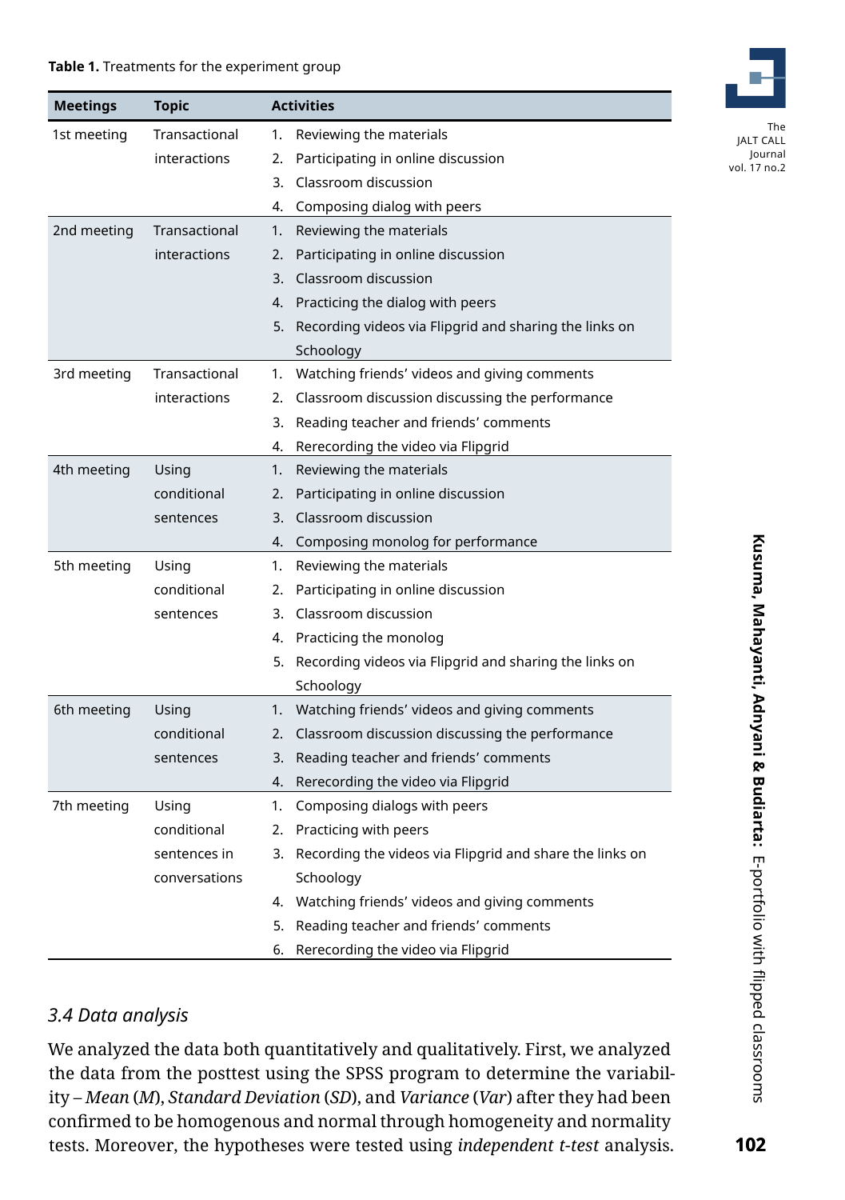**Table 1.** Treatments for the experiment group

| Meetings | Topic | Activities |
|---|---|---|
| 1st meeting | Transactional interactions | 1. Reviewing the materials<br>2. Participating in online discussion<br>3. Classroom discussion<br>4. Composing dialog with peers |
| 2nd meeting | Transactional interactions | 1. Reviewing the materials<br>2. Participating in online discussion<br>3. Classroom discussion<br>4. Practicing the dialog with peers<br>5. Recording videos via Flipgrid and sharing the links on Schoology |
| 3rd meeting | Transactional interactions | 1. Watching friends' videos and giving comments<br>2. Classroom discussion discussing the performance<br>3. Reading teacher and friends' comments<br>4. Rerecording the video via Flipgrid |
| 4th meeting | Using conditional sentences | 1. Reviewing the materials<br>2. Participating in online discussion<br>3. Classroom discussion<br>4. Composing monolog for performance |
| 5th meeting | Using conditional sentences | 1. Reviewing the materials<br>2. Participating in online discussion<br>3. Classroom discussion<br>4. Practicing the monolog<br>5. Recording videos via Flipgrid and sharing the links on Schoology |
| 6th meeting | Using conditional sentences | 1. Watching friends' videos and giving comments<br>2. Classroom discussion discussing the performance<br>3. Reading teacher and friends' comments<br>4. Rerecording the video via Flipgrid |
| 7th meeting | Using conditional sentences in conversations | 1. Composing dialogs with peers<br>2. Practicing with peers<br>3. Recording the videos via Flipgrid and share the links on Schoology<br>4. Watching friends' videos and giving comments<br>5. Reading teacher and friends' comments<br>6. Rerecording the video via Flipgrid |

### *3.4 Data analysis*

We analyzed the data both quantitatively and qualitatively. First, we analyzed the data from the posttest using the SPSS program to determine the variability – *Mean* (*M*), *Standard Deviation* (*SD*), and *Variance* (*Var*) after they had been confirmed to be homogenous and normal through homogeneity and normality tests. Moreover, the hypotheses were tested using *independent t-test* analysis.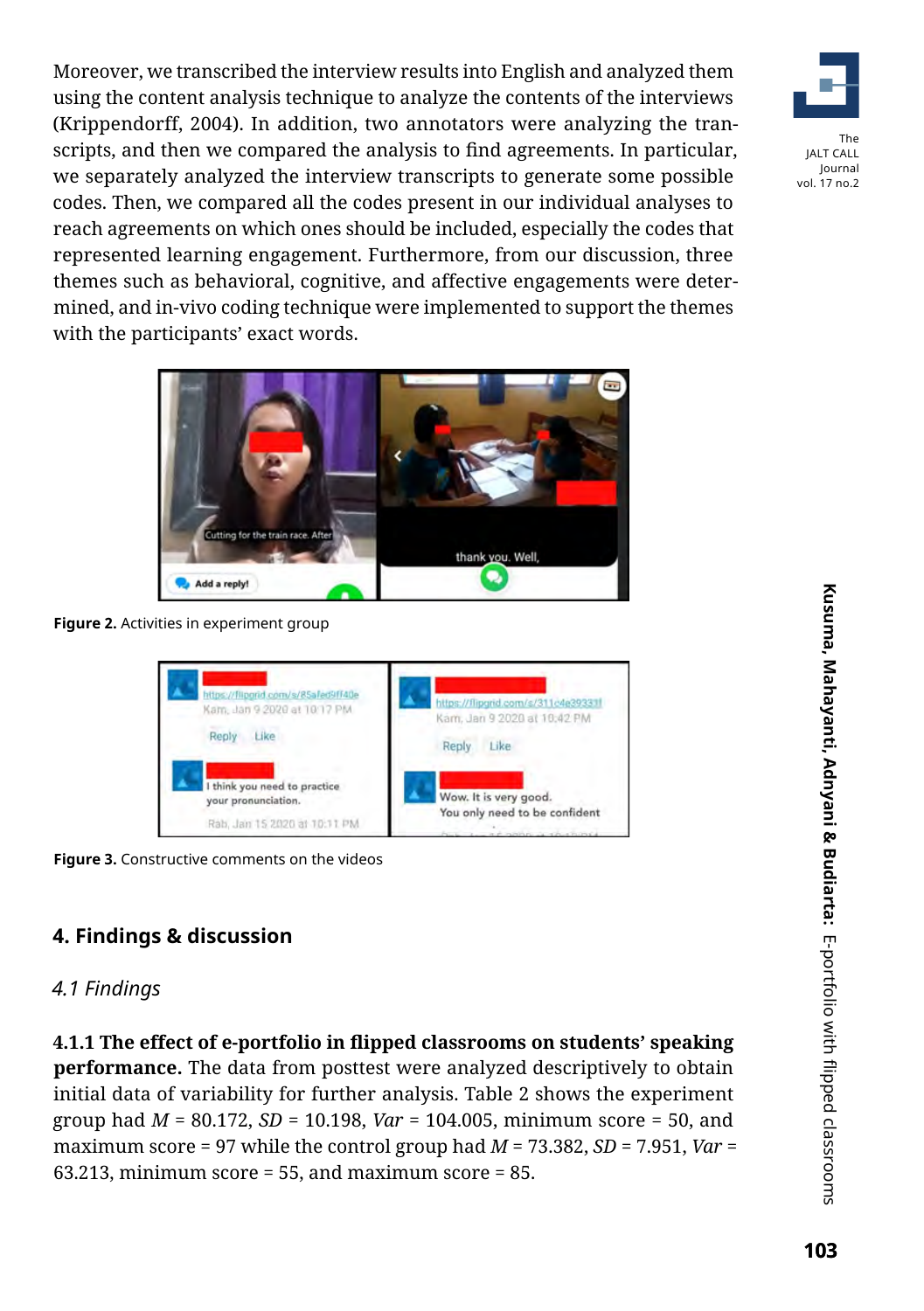Moreover, we transcribed the interview results into English and analyzed them using the content analysis technique to analyze the contents of the interviews (Krippendorff, 2004). In addition, two annotators were analyzing the transcripts, and then we compared the analysis to find agreements. In particular, we separately analyzed the interview transcripts to generate some possible codes. Then, we compared all the codes present in our individual analyses to reach agreements on which ones should be included, especially the codes that represented learning engagement. Furthermore, from our discussion, three themes such as behavioral, cognitive, and affective engagements were determined, and in-vivo coding technique were implemented to support the themes with the participants' exact words.

**Figure 2.** Activities in experiment group

**Figure 3.** Constructive comments on the videos

## 4. Findings & discussion

### *4.1 Findings*

**4.1.1 The effect of e-portfolio in flipped classrooms on students' speaking performance.** The data from posttest were analyzed descriptively to obtain initial data of variability for further analysis. Table 2 shows the experiment group had $M$ = 80.172, $SD$ = 10.198, $Var$ = 104.005, minimum score = 50, and maximum score = 97 while the control group had $M$ = 73.382, $SD$ = 7.951, $Var$ = 63.213, minimum score = 55, and maximum score = 85.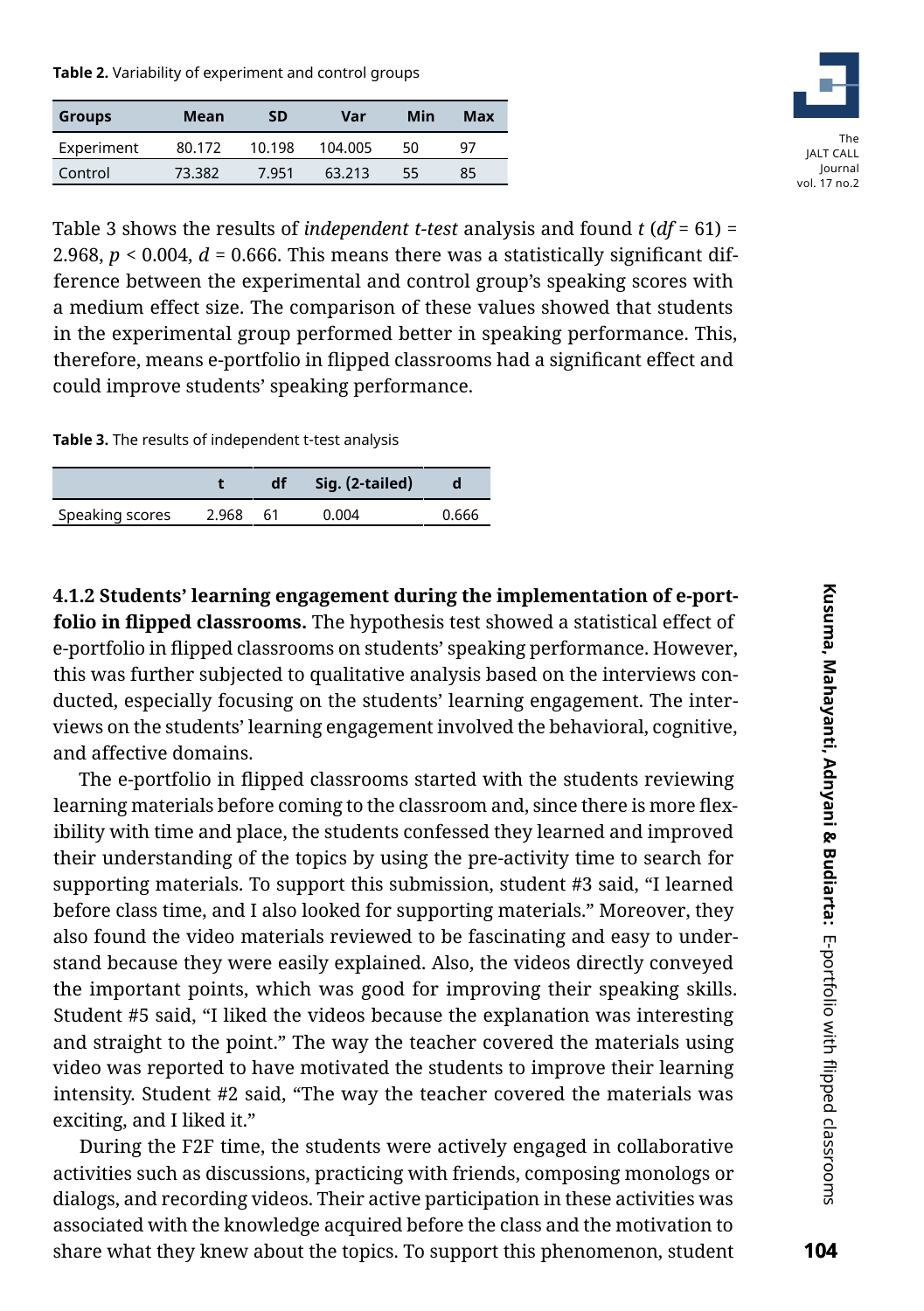**Table 2.** Variability of experiment and control groups

| Groups | Mean | SD | Var | Min | Max |
|---|---|---|---|---|---|
| Experiment | 80.172 | 10.198 | 104.005 | 50 | 97 |
| Control | 73.382 | 7.951 | 63.213 | 55 | 85 |

Table 3 shows the results of *independent t-test* analysis and found $t$ ($df$ = 61) = 2.968, $p$ < 0.004, $d$ = 0.666. This means there was a statistically significant difference between the experimental and control group's speaking scores with a medium effect size. The comparison of these values showed that students in the experimental group performed better in speaking performance. This, therefore, means e-portfolio in flipped classrooms had a significant effect and could improve students' speaking performance.

**Table 3.** The results of independent t-test analysis

| | t | df | Sig. (2-tailed) | d |
|---|---|---|---|---|
| Speaking scores | 2.968 | 61 | 0.004 | 0.666 |

**4.1.2 Students' learning engagement during the implementation of e-portfolio in flipped classrooms.** The hypothesis test showed a statistical effect of e-portfolio in flipped classrooms on students' speaking performance. However, this was further subjected to qualitative analysis based on the interviews conducted, especially focusing on the students' learning engagement. The interviews on the students' learning engagement involved the behavioral, cognitive, and affective domains.

The e-portfolio in flipped classrooms started with the students reviewing learning materials before coming to the classroom and, since there is more flexibility with time and place, the students confessed they learned and improved their understanding of the topics by using the pre-activity time to search for supporting materials. To support this submission, student #3 said, "I learned before class time, and I also looked for supporting materials." Moreover, they also found the video materials reviewed to be fascinating and easy to understand because they were easily explained. Also, the videos directly conveyed the important points, which was good for improving their speaking skills. Student #5 said, "I liked the videos because the explanation was interesting and straight to the point." The way the teacher covered the materials using video was reported to have motivated the students to improve their learning intensity. Student #2 said, "The way the teacher covered the materials was exciting, and I liked it."

During the F2F time, the students were actively engaged in collaborative activities such as discussions, practicing with friends, composing monologs or dialogs, and recording videos. Their active participation in these activities was associated with the knowledge acquired before the class and the motivation to share what they knew about the topics. To support this phenomenon, student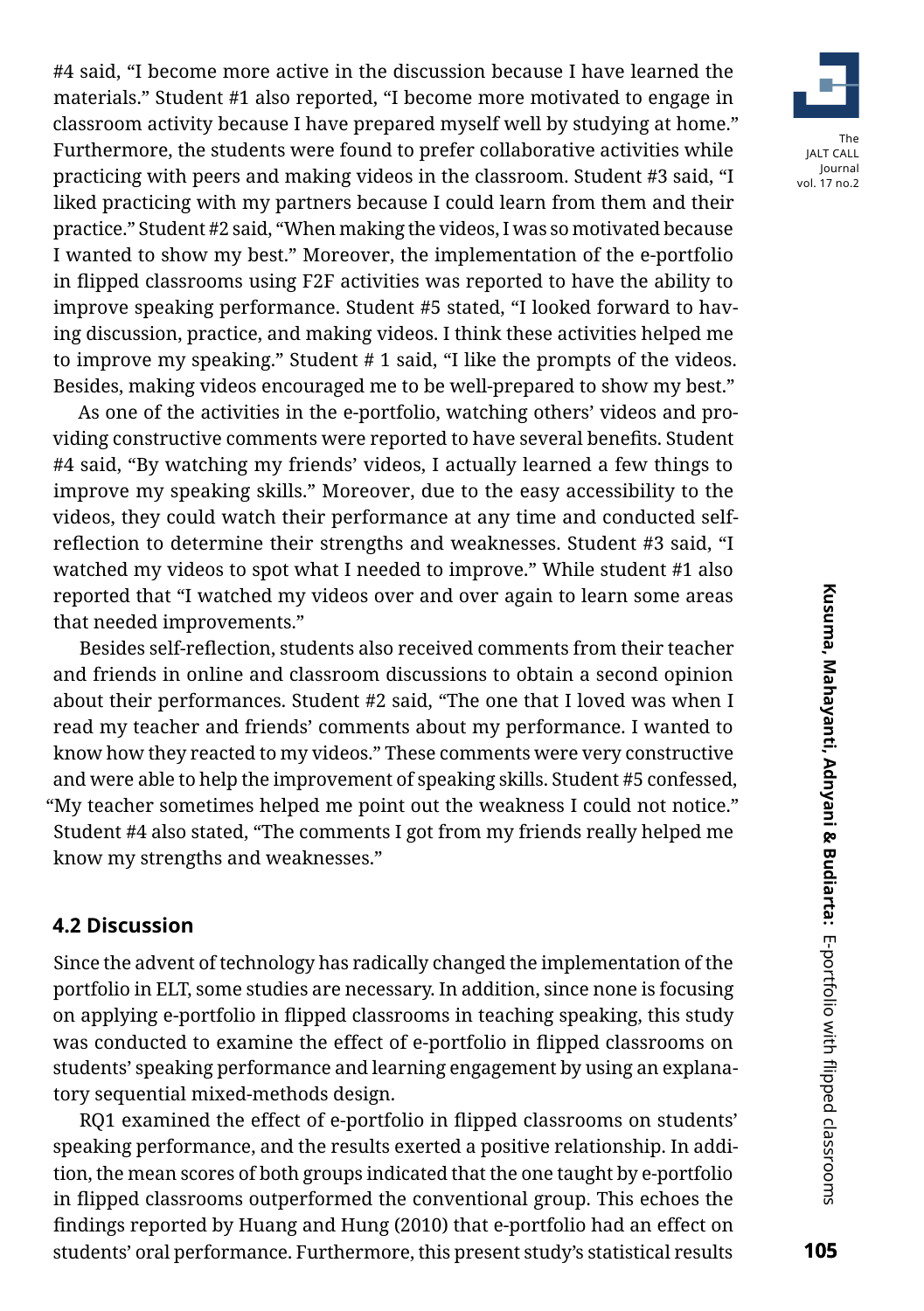#4 said, "I become more active in the discussion because I have learned the materials." Student #1 also reported, "I become more motivated to engage in classroom activity because I have prepared myself well by studying at home." Furthermore, the students were found to prefer collaborative activities while practicing with peers and making videos in the classroom. Student #3 said, "I liked practicing with my partners because I could learn from them and their practice." Student #2 said, "When making the videos, I was so motivated because I wanted to show my best." Moreover, the implementation of the e-portfolio in flipped classrooms using F2F activities was reported to have the ability to improve speaking performance. Student #5 stated, "I looked forward to having discussion, practice, and making videos. I think these activities helped me to improve my speaking." Student # 1 said, "I like the prompts of the videos. Besides, making videos encouraged me to be well-prepared to show my best."

As one of the activities in the e-portfolio, watching others' videos and providing constructive comments were reported to have several benefits. Student #4 said, "By watching my friends' videos, I actually learned a few things to improve my speaking skills." Moreover, due to the easy accessibility to the videos, they could watch their performance at any time and conducted self-reflection to determine their strengths and weaknesses. Student #3 said, "I watched my videos to spot what I needed to improve." While student #1 also reported that "I watched my videos over and over again to learn some areas that needed improvements."

Besides self-reflection, students also received comments from their teacher and friends in online and classroom discussions to obtain a second opinion about their performances. Student #2 said, "The one that I loved was when I read my teacher and friends' comments about my performance. I wanted to know how they reacted to my videos." These comments were very constructive and were able to help the improvement of speaking skills. Student #5 confessed, "My teacher sometimes helped me point out the weakness I could not notice." Student #4 also stated, "The comments I got from my friends really helped me know my strengths and weaknesses."

### 4.2 Discussion

Since the advent of technology has radically changed the implementation of the portfolio in ELT, some studies are necessary. In addition, since none is focusing on applying e-portfolio in flipped classrooms in teaching speaking, this study was conducted to examine the effect of e-portfolio in flipped classrooms on students' speaking performance and learning engagement by using an explanatory sequential mixed-methods design.

RQ1 examined the effect of e-portfolio in flipped classrooms on students' speaking performance, and the results exerted a positive relationship. In addition, the mean scores of both groups indicated that the one taught by e-portfolio in flipped classrooms outperformed the conventional group. This echoes the findings reported by Huang and Hung (2010) that e-portfolio had an effect on students' oral performance. Furthermore, this present study's statistical results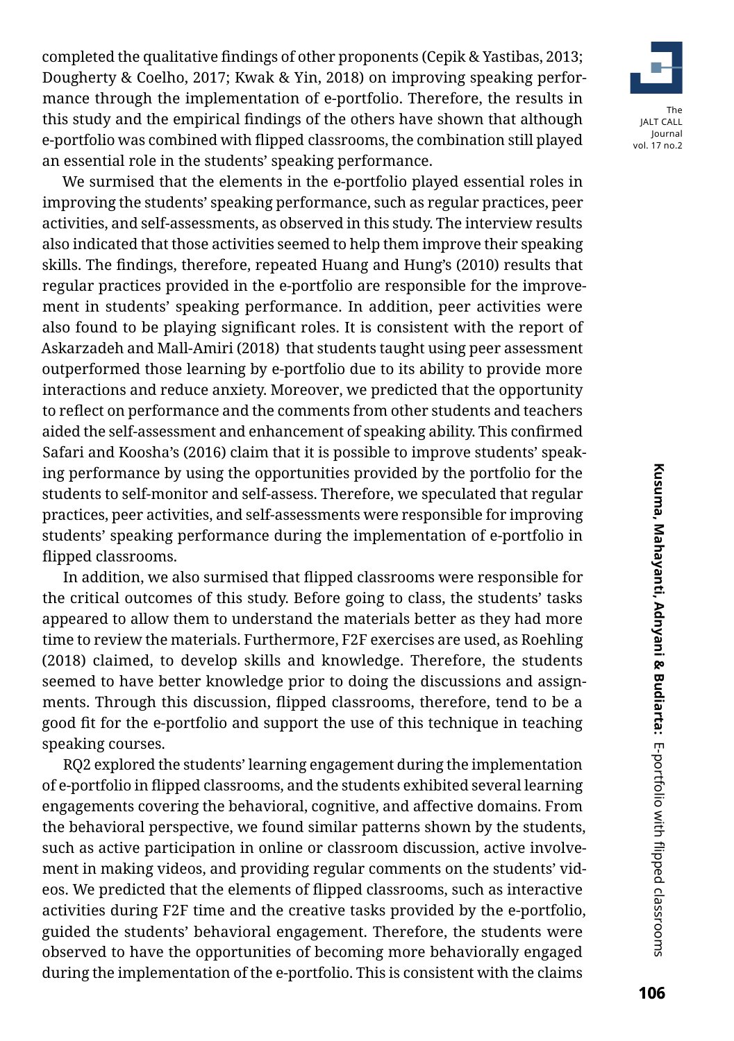completed the qualitative findings of other proponents (Cepik & Yastibas, 2013; Dougherty & Coelho, 2017; Kwak & Yin, 2018) on improving speaking performance through the implementation of e-portfolio. Therefore, the results in this study and the empirical findings of the others have shown that although e-portfolio was combined with flipped classrooms, the combination still played an essential role in the students' speaking performance.

We surmised that the elements in the e-portfolio played essential roles in improving the students' speaking performance, such as regular practices, peer activities, and self-assessments, as observed in this study. The interview results also indicated that those activities seemed to help them improve their speaking skills. The findings, therefore, repeated Huang and Hung's (2010) results that regular practices provided in the e-portfolio are responsible for the improvement in students' speaking performance. In addition, peer activities were also found to be playing significant roles. It is consistent with the report of Askarzadeh and Mall-Amiri (2018) that students taught using peer assessment outperformed those learning by e-portfolio due to its ability to provide more interactions and reduce anxiety. Moreover, we predicted that the opportunity to reflect on performance and the comments from other students and teachers aided the self-assessment and enhancement of speaking ability. This confirmed Safari and Koosha's (2016) claim that it is possible to improve students' speaking performance by using the opportunities provided by the portfolio for the students to self-monitor and self-assess. Therefore, we speculated that regular practices, peer activities, and self-assessments were responsible for improving students' speaking performance during the implementation of e-portfolio in flipped classrooms.

In addition, we also surmised that flipped classrooms were responsible for the critical outcomes of this study. Before going to class, the students' tasks appeared to allow them to understand the materials better as they had more time to review the materials. Furthermore, F2F exercises are used, as Roehling (2018) claimed, to develop skills and knowledge. Therefore, the students seemed to have better knowledge prior to doing the discussions and assignments. Through this discussion, flipped classrooms, therefore, tend to be a good fit for the e-portfolio and support the use of this technique in teaching speaking courses.

RQ2 explored the students' learning engagement during the implementation of e-portfolio in flipped classrooms, and the students exhibited several learning engagements covering the behavioral, cognitive, and affective domains. From the behavioral perspective, we found similar patterns shown by the students, such as active participation in online or classroom discussion, active involvement in making videos, and providing regular comments on the students' videos. We predicted that the elements of flipped classrooms, such as interactive activities during F2F time and the creative tasks provided by the e-portfolio, guided the students' behavioral engagement. Therefore, the students were observed to have the opportunities of becoming more behaviorally engaged during the implementation of the e-portfolio. This is consistent with the claims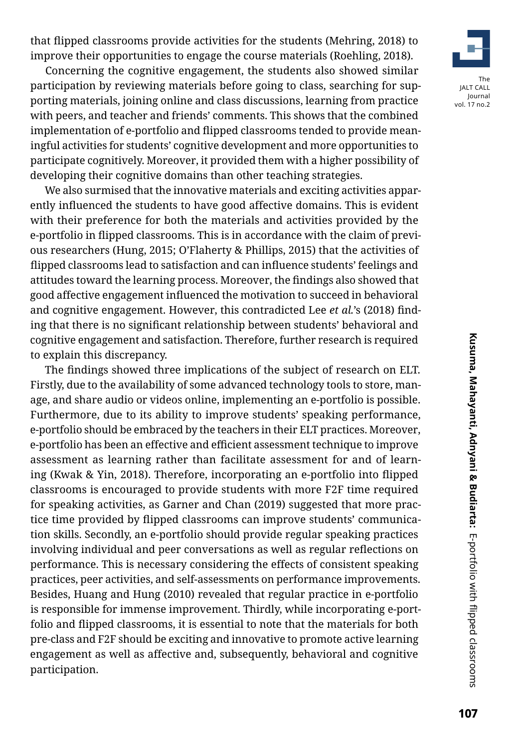that flipped classrooms provide activities for the students (Mehring, 2018) to improve their opportunities to engage the course materials (Roehling, 2018).

Concerning the cognitive engagement, the students also showed similar participation by reviewing materials before going to class, searching for supporting materials, joining online and class discussions, learning from practice with peers, and teacher and friends' comments. This shows that the combined implementation of e-portfolio and flipped classrooms tended to provide meaningful activities for students' cognitive development and more opportunities to participate cognitively. Moreover, it provided them with a higher possibility of developing their cognitive domains than other teaching strategies.

We also surmised that the innovative materials and exciting activities apparently influenced the students to have good affective domains. This is evident with their preference for both the materials and activities provided by the e-portfolio in flipped classrooms. This is in accordance with the claim of previous researchers (Hung, 2015; O'Flaherty & Phillips, 2015) that the activities of flipped classrooms lead to satisfaction and can influence students' feelings and attitudes toward the learning process. Moreover, the findings also showed that good affective engagement influenced the motivation to succeed in behavioral and cognitive engagement. However, this contradicted Lee *et al.*'s (2018) finding that there is no significant relationship between students' behavioral and cognitive engagement and satisfaction. Therefore, further research is required to explain this discrepancy.

The findings showed three implications of the subject of research on ELT. Firstly, due to the availability of some advanced technology tools to store, manage, and share audio or videos online, implementing an e-portfolio is possible. Furthermore, due to its ability to improve students' speaking performance, e-portfolio should be embraced by the teachers in their ELT practices. Moreover, e-portfolio has been an effective and efficient assessment technique to improve assessment as learning rather than facilitate assessment for and of learning (Kwak & Yin, 2018). Therefore, incorporating an e-portfolio into flipped classrooms is encouraged to provide students with more F2F time required for speaking activities, as Garner and Chan (2019) suggested that more practice time provided by flipped classrooms can improve students' communication skills. Secondly, an e-portfolio should provide regular speaking practices involving individual and peer conversations as well as regular reflections on performance. This is necessary considering the effects of consistent speaking practices, peer activities, and self-assessments on performance improvements. Besides, Huang and Hung (2010) revealed that regular practice in e-portfolio is responsible for immense improvement. Thirdly, while incorporating e-portfolio and flipped classrooms, it is essential to note that the materials for both pre-class and F2F should be exciting and innovative to promote active learning engagement as well as affective and, subsequently, behavioral and cognitive participation.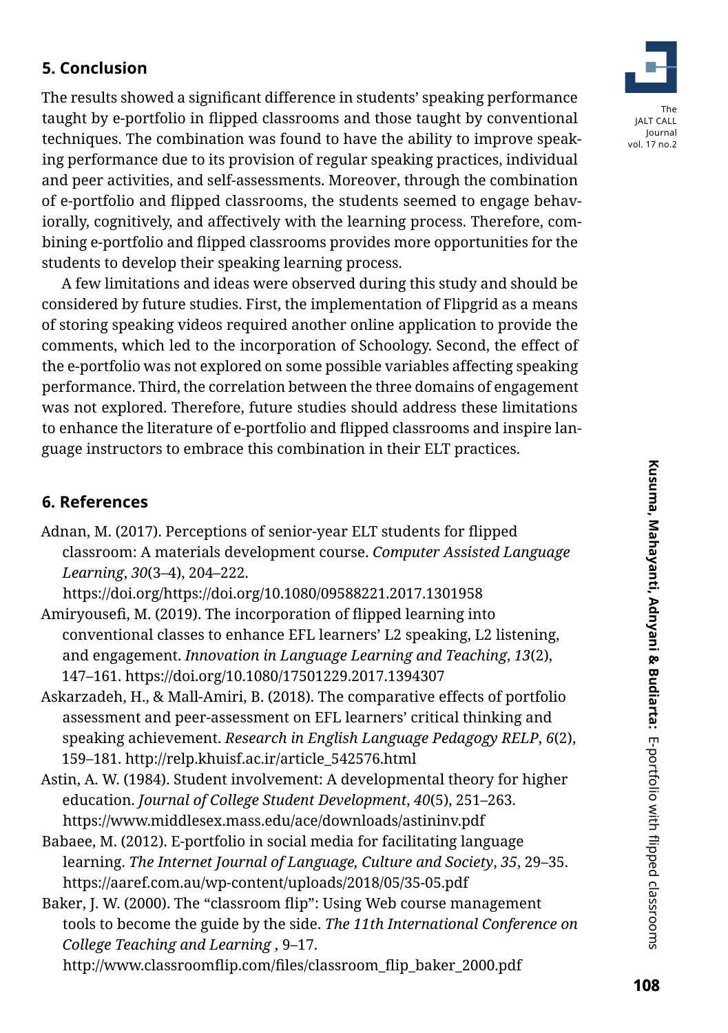## 5. Conclusion

The results showed a significant difference in students' speaking performance taught by e-portfolio in flipped classrooms and those taught by conventional techniques. The combination was found to have the ability to improve speaking performance due to its provision of regular speaking practices, individual and peer activities, and self-assessments. Moreover, through the combination of e-portfolio and flipped classrooms, the students seemed to engage behaviorally, cognitively, and affectively with the learning process. Therefore, combining e-portfolio and flipped classrooms provides more opportunities for the students to develop their speaking learning process.

A few limitations and ideas were observed during this study and should be considered by future studies. First, the implementation of Flipgrid as a means of storing speaking videos required another online application to provide the comments, which led to the incorporation of Schoology. Second, the effect of the e-portfolio was not explored on some possible variables affecting speaking performance. Third, the correlation between the three domains of engagement was not explored. Therefore, future studies should address these limitations to enhance the literature of e-portfolio and flipped classrooms and inspire language instructors to embrace this combination in their ELT practices.

## 6. References

Adnan, M. (2017). Perceptions of senior-year ELT students for flipped classroom: A materials development course. *Computer Assisted Language Learning*, *30*(3–4), 204–222. https://doi.org/https://doi.org/10.1080/09588221.2017.1301958

Amiryousefi, M. (2019). The incorporation of flipped learning into conventional classes to enhance EFL learners' L2 speaking, L2 listening, and engagement. *Innovation in Language Learning and Teaching*, *13*(2), 147–161. https://doi.org/10.1080/17501229.2017.1394307

Askarzadeh, H., & Mall-Amiri, B. (2018). The comparative effects of portfolio assessment and peer-assessment on EFL learners' critical thinking and speaking achievement. *Research in English Language Pedagogy RELP*, *6*(2), 159–181. http://relp.khuisf.ac.ir/article_542576.html

Astin, A. W. (1984). Student involvement: A developmental theory for higher education. *Journal of College Student Development*, *40*(5), 251–263. https://www.middlesex.mass.edu/ace/downloads/astininv.pdf

Babaee, M. (2012). E-portfolio in social media for facilitating language learning. *The Internet Journal of Language, Culture and Society*, *35*, 29–35. https://aaref.com.au/wp-content/uploads/2018/05/35-05.pdf

Baker, J. W. (2000). The "classroom flip": Using Web course management tools to become the guide by the side. *The 11th International Conference on College Teaching and Learning* , 9–17. http://www.classroomflip.com/files/classroom_flip_baker_2000.pdf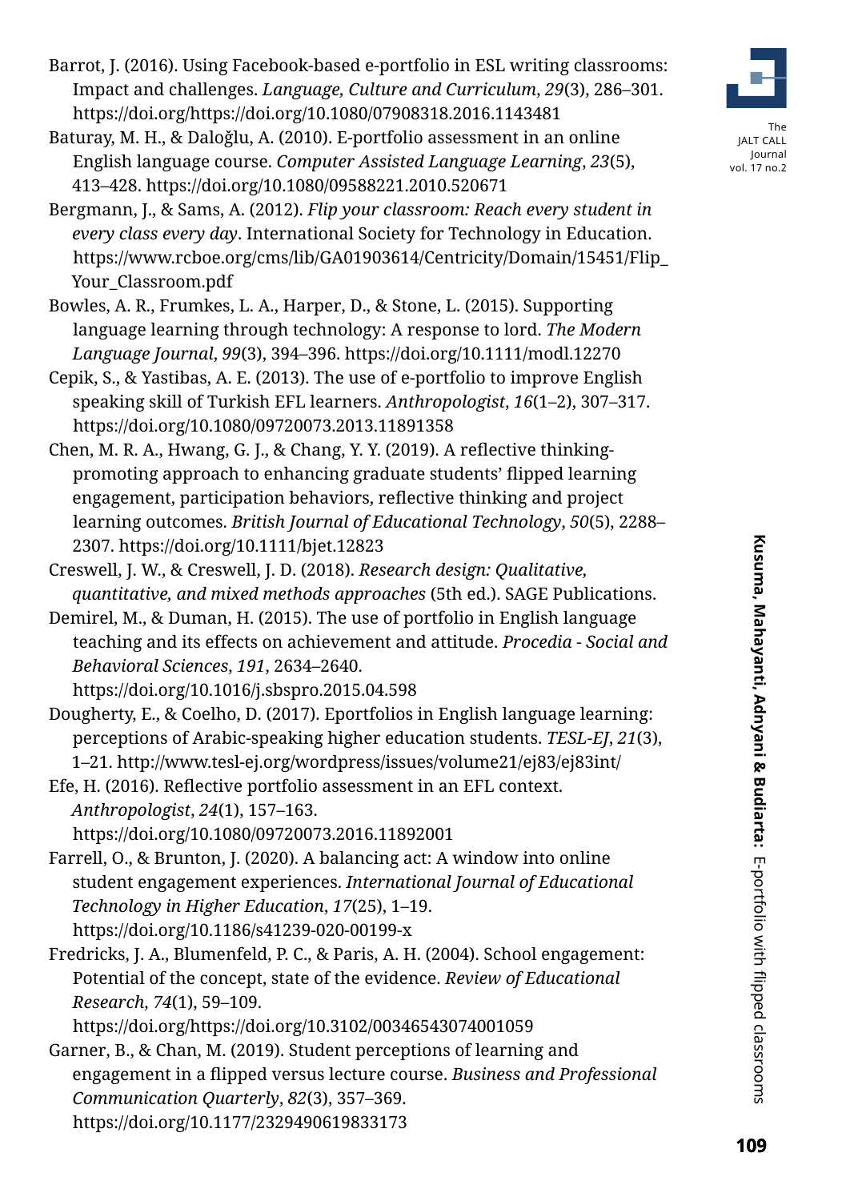Barrot, J. (2016). Using Facebook-based e-portfolio in ESL writing classrooms: Impact and challenges. *Language, Culture and Curriculum*, *29*(3), 286–301. https://doi.org/https://doi.org/10.1080/07908318.2016.1143481

Baturay, M. H., & Daloğlu, A. (2010). E-portfolio assessment in an online English language course. *Computer Assisted Language Learning*, *23*(5), 413–428. https://doi.org/10.1080/09588221.2010.520671

Bergmann, J., & Sams, A. (2012). *Flip your classroom: Reach every student in every class every day*. International Society for Technology in Education. https://www.rcboe.org/cms/lib/GA01903614/Centricity/Domain/15451/Flip_Your_Classroom.pdf

Bowles, A. R., Frumkes, L. A., Harper, D., & Stone, L. (2015). Supporting language learning through technology: A response to lord. *The Modern Language Journal*, *99*(3), 394–396. https://doi.org/10.1111/modl.12270

Cepik, S., & Yastibas, A. E. (2013). The use of e-portfolio to improve English speaking skill of Turkish EFL learners. *Anthropologist*, *16*(1–2), 307–317. https://doi.org/10.1080/09720073.2013.11891358

Chen, M. R. A., Hwang, G. J., & Chang, Y. Y. (2019). A reflective thinking-promoting approach to enhancing graduate students' flipped learning engagement, participation behaviors, reflective thinking and project learning outcomes. *British Journal of Educational Technology*, *50*(5), 2288–2307. https://doi.org/10.1111/bjet.12823

Creswell, J. W., & Creswell, J. D. (2018). *Research design: Qualitative, quantitative, and mixed methods approaches* (5th ed.). SAGE Publications.

Demirel, M., & Duman, H. (2015). The use of portfolio in English language teaching and its effects on achievement and attitude. *Procedia - Social and Behavioral Sciences*, *191*, 2634–2640. https://doi.org/10.1016/j.sbspro.2015.04.598

Dougherty, E., & Coelho, D. (2017). Eportfolios in English language learning: perceptions of Arabic-speaking higher education students. *TESL-EJ*, *21*(3), 1–21. http://www.tesl-ej.org/wordpress/issues/volume21/ej83/ej83int/

Efe, H. (2016). Reflective portfolio assessment in an EFL context. *Anthropologist*, *24*(1), 157–163. https://doi.org/10.1080/09720073.2016.11892001

Farrell, O., & Brunton, J. (2020). A balancing act: A window into online student engagement experiences. *International Journal of Educational Technology in Higher Education*, *17*(25), 1–19. https://doi.org/10.1186/s41239-020-00199-x

Fredricks, J. A., Blumenfeld, P. C., & Paris, A. H. (2004). School engagement: Potential of the concept, state of the evidence. *Review of Educational Research*, *74*(1), 59–109. https://doi.org/https://doi.org/10.3102/00346543074001059

Garner, B., & Chan, M. (2019). Student perceptions of learning and engagement in a flipped versus lecture course. *Business and Professional Communication Quarterly*, *82*(3), 357–369. https://doi.org/10.1177/2329490619833173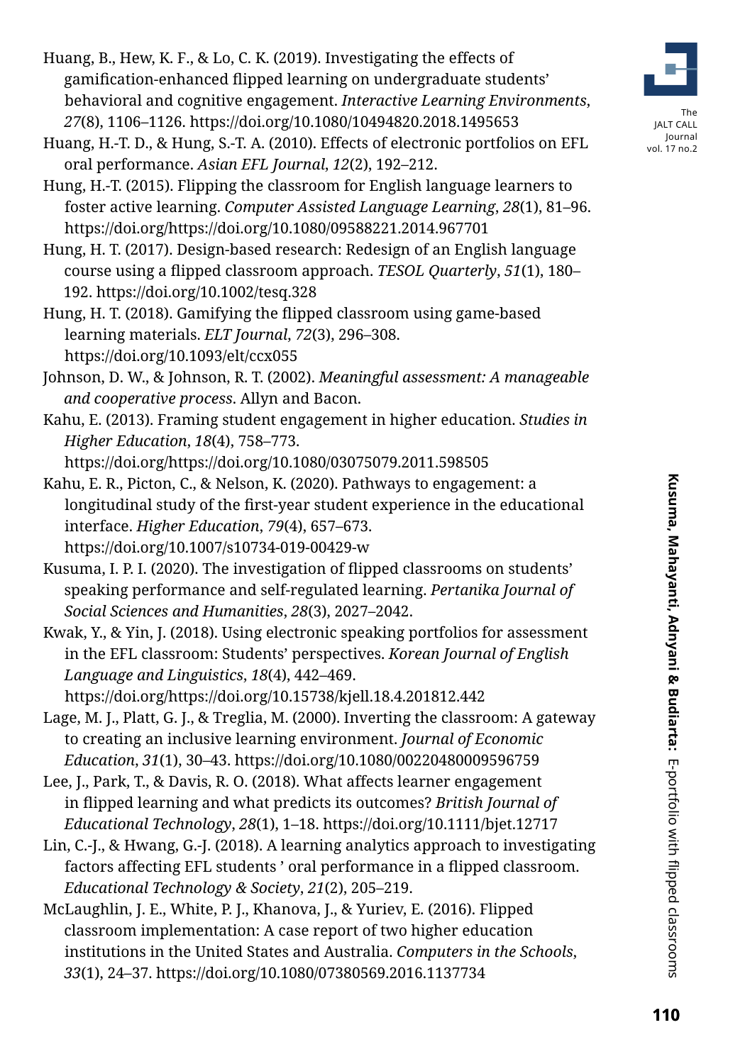Huang, B., Hew, K. F., & Lo, C. K. (2019). Investigating the effects of gamification-enhanced flipped learning on undergraduate students' behavioral and cognitive engagement. *Interactive Learning Environments*, *27*(8), 1106–1126. https://doi.org/10.1080/10494820.2018.1495653

Huang, H.-T. D., & Hung, S.-T. A. (2010). Effects of electronic portfolios on EFL oral performance. *Asian EFL Journal*, *12*(2), 192–212.

Hung, H.-T. (2015). Flipping the classroom for English language learners to foster active learning. *Computer Assisted Language Learning*, *28*(1), 81–96. https://doi.org/https://doi.org/10.1080/09588221.2014.967701

Hung, H. T. (2017). Design-based research: Redesign of an English language course using a flipped classroom approach. *TESOL Quarterly*, *51*(1), 180–192. https://doi.org/10.1002/tesq.328

Hung, H. T. (2018). Gamifying the flipped classroom using game-based learning materials. *ELT Journal*, *72*(3), 296–308. https://doi.org/10.1093/elt/ccx055

Johnson, D. W., & Johnson, R. T. (2002). *Meaningful assessment: A manageable and cooperative process*. Allyn and Bacon.

Kahu, E. (2013). Framing student engagement in higher education. *Studies in Higher Education*, *18*(4), 758–773. https://doi.org/https://doi.org/10.1080/03075079.2011.598505

Kahu, E. R., Picton, C., & Nelson, K. (2020). Pathways to engagement: a longitudinal study of the first-year student experience in the educational interface. *Higher Education*, *79*(4), 657–673. https://doi.org/10.1007/s10734-019-00429-w

Kusuma, I. P. I. (2020). The investigation of flipped classrooms on students' speaking performance and self-regulated learning. *Pertanika Journal of Social Sciences and Humanities*, *28*(3), 2027–2042.

Kwak, Y., & Yin, J. (2018). Using electronic speaking portfolios for assessment in the EFL classroom: Students' perspectives. *Korean Journal of English Language and Linguistics*, *18*(4), 442–469. https://doi.org/https://doi.org/10.15738/kjell.18.4.201812.442

Lage, M. J., Platt, G. J., & Treglia, M. (2000). Inverting the classroom: A gateway to creating an inclusive learning environment. *Journal of Economic Education*, *31*(1), 30–43. https://doi.org/10.1080/00220480009596759

Lee, J., Park, T., & Davis, R. O. (2018). What affects learner engagement in flipped learning and what predicts its outcomes? *British Journal of Educational Technology*, *28*(1), 1–18. https://doi.org/10.1111/bjet.12717

Lin, C.-J., & Hwang, G.-J. (2018). A learning analytics approach to investigating factors affecting EFL students ' oral performance in a flipped classroom. *Educational Technology & Society*, *21*(2), 205–219.

McLaughlin, J. E., White, P. J., Khanova, J., & Yuriev, E. (2016). Flipped classroom implementation: A case report of two higher education institutions in the United States and Australia. *Computers in the Schools*, *33*(1), 24–37. https://doi.org/10.1080/07380569.2016.1137734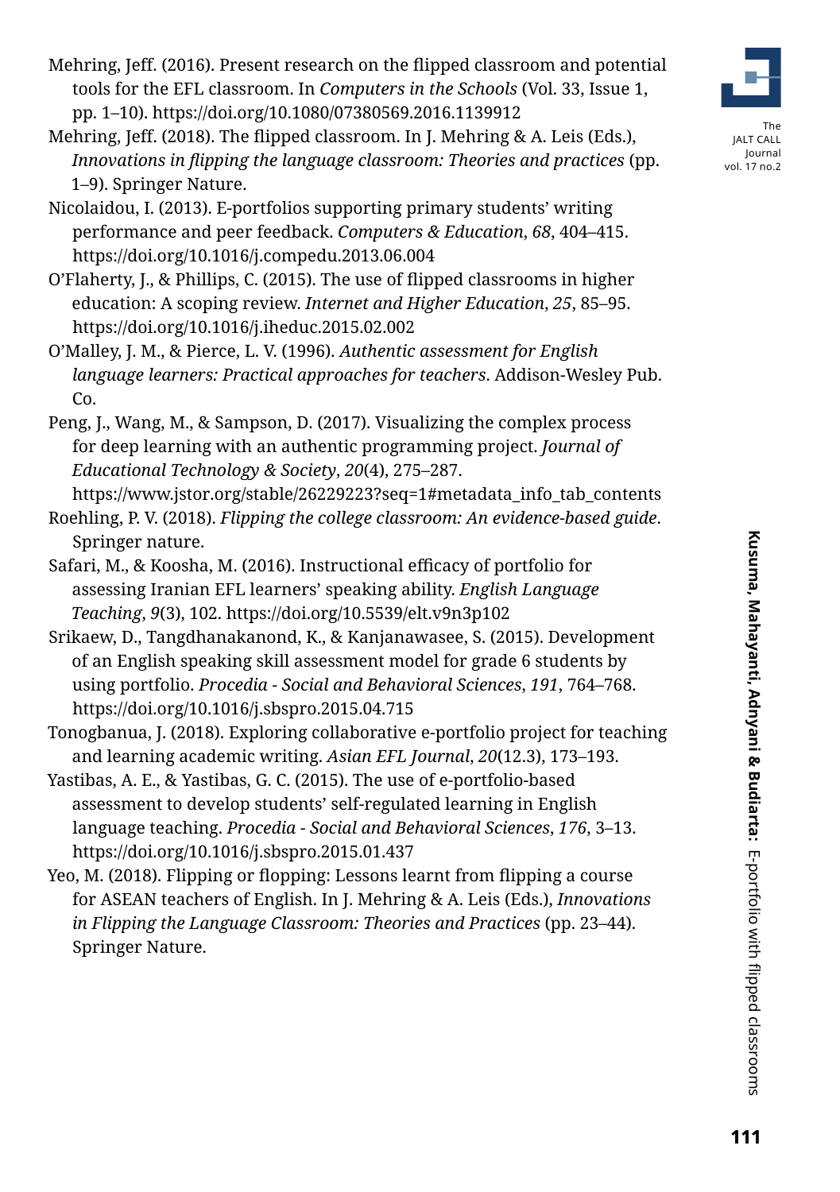Mehring, Jeff. (2016). Present research on the flipped classroom and potential tools for the EFL classroom. In *Computers in the Schools* (Vol. 33, Issue 1, pp. 1–10). https://doi.org/10.1080/07380569.2016.1139912

Mehring, Jeff. (2018). The flipped classroom. In J. Mehring & A. Leis (Eds.), *Innovations in flipping the language classroom: Theories and practices* (pp. 1–9). Springer Nature.

Nicolaidou, I. (2013). E-portfolios supporting primary students' writing performance and peer feedback. *Computers & Education*, *68*, 404–415. https://doi.org/10.1016/j.compedu.2013.06.004

O'Flaherty, J., & Phillips, C. (2015). The use of flipped classrooms in higher education: A scoping review. *Internet and Higher Education*, *25*, 85–95. https://doi.org/10.1016/j.iheduc.2015.02.002

O'Malley, J. M., & Pierce, L. V. (1996). *Authentic assessment for English language learners: Practical approaches for teachers*. Addison-Wesley Pub. Co.

Peng, J., Wang, M., & Sampson, D. (2017). Visualizing the complex process for deep learning with an authentic programming project. *Journal of Educational Technology & Society*, *20*(4), 275–287. https://www.jstor.org/stable/26229223?seq=1#metadata_info_tab_contents

Roehling, P. V. (2018). *Flipping the college classroom: An evidence-based guide*. Springer nature.

Safari, M., & Koosha, M. (2016). Instructional efficacy of portfolio for assessing Iranian EFL learners' speaking ability. *English Language Teaching*, *9*(3), 102. https://doi.org/10.5539/elt.v9n3p102

Srikaew, D., Tangdhanakanond, K., & Kanjanawasee, S. (2015). Development of an English speaking skill assessment model for grade 6 students by using portfolio. *Procedia - Social and Behavioral Sciences*, *191*, 764–768. https://doi.org/10.1016/j.sbspro.2015.04.715

Tonogbanua, J. (2018). Exploring collaborative e-portfolio project for teaching and learning academic writing. *Asian EFL Journal*, *20*(12.3), 173–193.

Yastibas, A. E., & Yastibas, G. C. (2015). The use of e-portfolio-based assessment to develop students' self-regulated learning in English language teaching. *Procedia - Social and Behavioral Sciences*, *176*, 3–13. https://doi.org/10.1016/j.sbspro.2015.01.437

Yeo, M. (2018). Flipping or flopping: Lessons learnt from flipping a course for ASEAN teachers of English. In J. Mehring & A. Leis (Eds.), *Innovations in Flipping the Language Classroom: Theories and Practices* (pp. 23–44). Springer Nature.